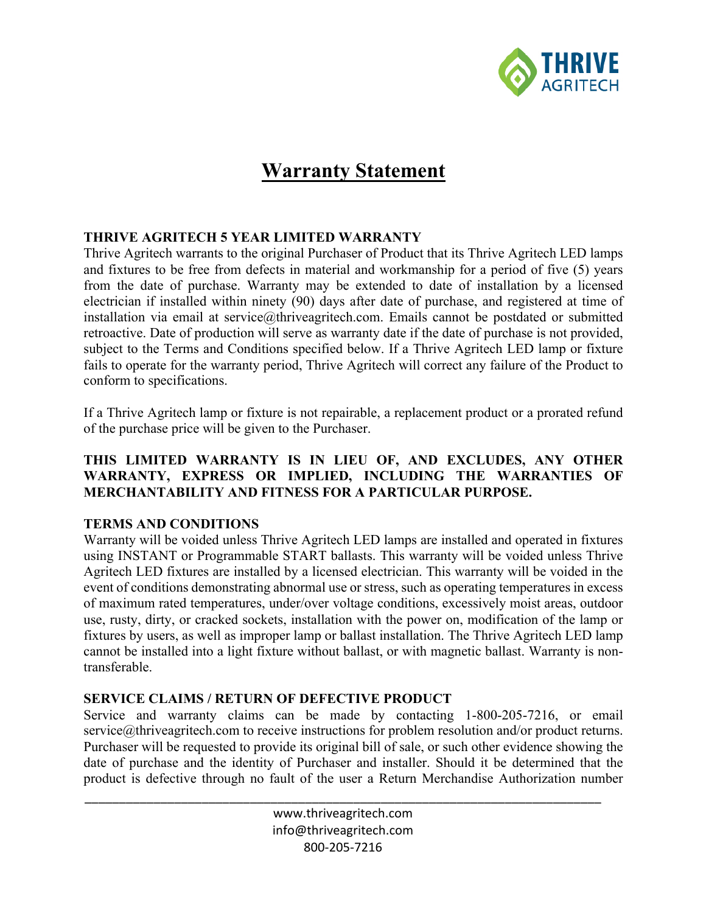# Warranty Statement

**THRIVE AGRITECH 5 YEAR LIMITED WARRANTY**

Thrive Agritech warrants to the original Purchaser of Product that its Thrive Agritech LED lamps and fixtures to be free from defects in material and workmanship for a period of five (5) years from the date of purchase. Warranty may be extended to date of installation by a licensed electrician if installed within ninety (90) days after date of purchase, and registered at time of installation via email at service@thriveagritech.com. Emails cannot be postdated or submitted retroactive. Date of production will serve as warranty date if the date of purchase is not provided, subject to the Terms and Conditions specified below. If a Thrive Agritech LED lamp or fixture fails to operate for the warranty period, Thrive Agritech will correct any failure of the Product to conform to specifications.

If a Thrive Agritech lamp or fixture is not repairable, a replacement product or a prorated refund of the purchase price will be given to the Purchaser.

**THIS LIMITED WARRANTY IS IN LIEU OF, AND EXCLUDES, ANY OTHER WARRANTY, EXPRESS OR IMPLIED, INCLUDING THE WARRANTIES OF MERCHANTABILITY AND FITNESS FOR A PARTICULAR PURPOSE.**

**TERMS AND CONDITIONS**

Warranty will be voided unless Thrive Agritech LED lamps are installed and operated in fixtures using INSTANT or Programmable START ballasts. This warranty will be voided unless Thrive Agritech LED fixtures are installed by a licensed electrician. This warranty will be voided in the event of conditions demonstrating abnormal use or stress, such as operating temperatures in excess of maximum rated temperatures, under/over voltage conditions, excessively moist areas, outdoor use, rusty, dirty, or cracked sockets, installation with the power on, modification of the lamp or fixtures by users, as well as improper lamp or ballast installation. The Thrive Agritech LED lamp cannot be installed into a light fixture without ballast, or with magnetic ballast. Warranty is non-transferable.

**SERVICE CLAIMS / RETURN OF DEFECTIVE PRODUCT**

Service and warranty claims can be made by contacting 1-800-205-7216, or email service@thriveagritech.com to receive instructions for problem resolution and/or product returns. Purchaser will be requested to provide its original bill of sale, or such other evidence showing the date of purchase and the identity of Purchaser and installer. Should it be determined that the product is defective through no fault of the user a Return Merchandise Authorization number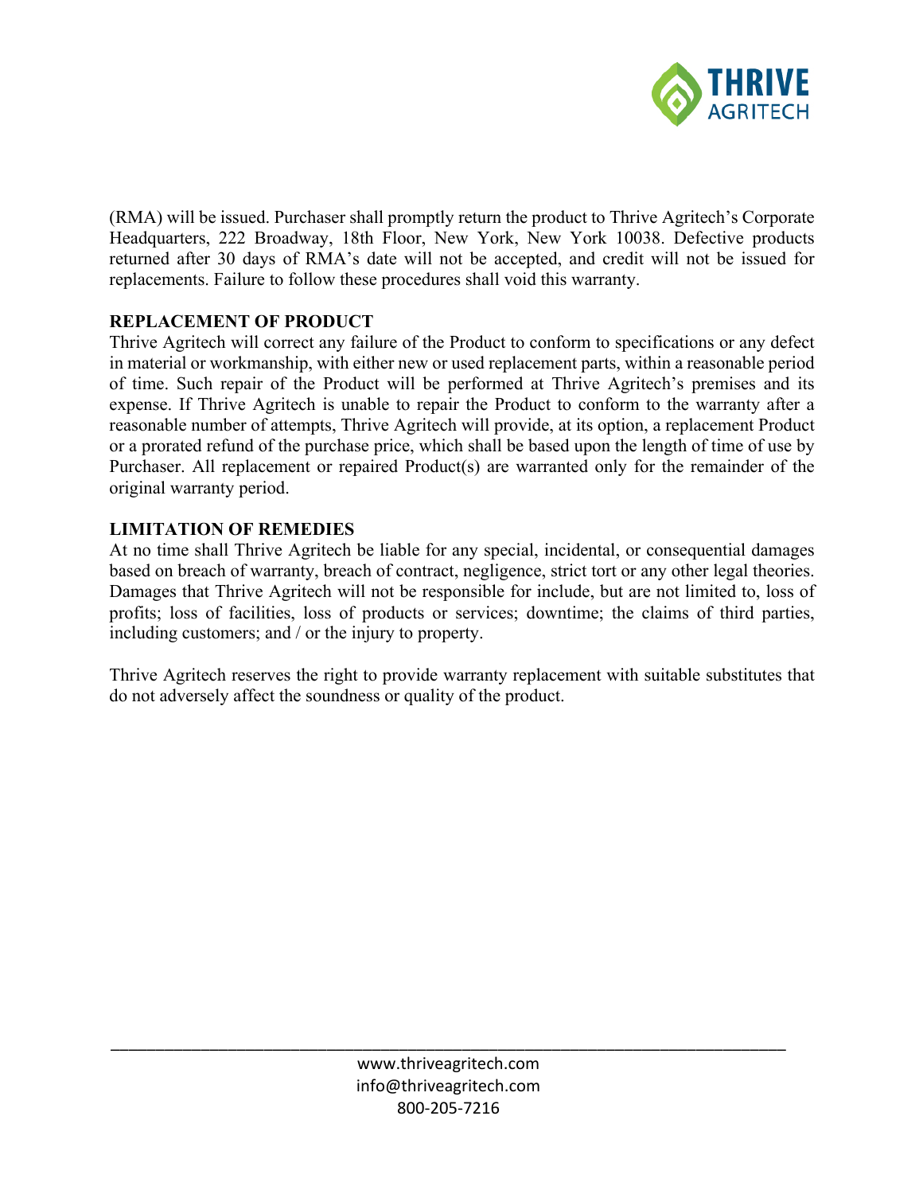(RMA) will be issued. Purchaser shall promptly return the product to Thrive Agritech's Corporate Headquarters, 222 Broadway, 18th Floor, New York, New York 10038. Defective products returned after 30 days of RMA's date will not be accepted, and credit will not be issued for replacements. Failure to follow these procedures shall void this warranty.

**REPLACEMENT OF PRODUCT**

Thrive Agritech will correct any failure of the Product to conform to specifications or any defect in material or workmanship, with either new or used replacement parts, within a reasonable period of time. Such repair of the Product will be performed at Thrive Agritech's premises and its expense. If Thrive Agritech is unable to repair the Product to conform to the warranty after a reasonable number of attempts, Thrive Agritech will provide, at its option, a replacement Product or a prorated refund of the purchase price, which shall be based upon the length of time of use by Purchaser. All replacement or repaired Product(s) are warranted only for the remainder of the original warranty period.

**LIMITATION OF REMEDIES**

At no time shall Thrive Agritech be liable for any special, incidental, or consequential damages based on breach of warranty, breach of contract, negligence, strict tort or any other legal theories. Damages that Thrive Agritech will not be responsible for include, but are not limited to, loss of profits; loss of facilities, loss of products or services; downtime; the claims of third parties, including customers; and / or the injury to property.

Thrive Agritech reserves the right to provide warranty replacement with suitable substitutes that do not adversely affect the soundness or quality of the product.